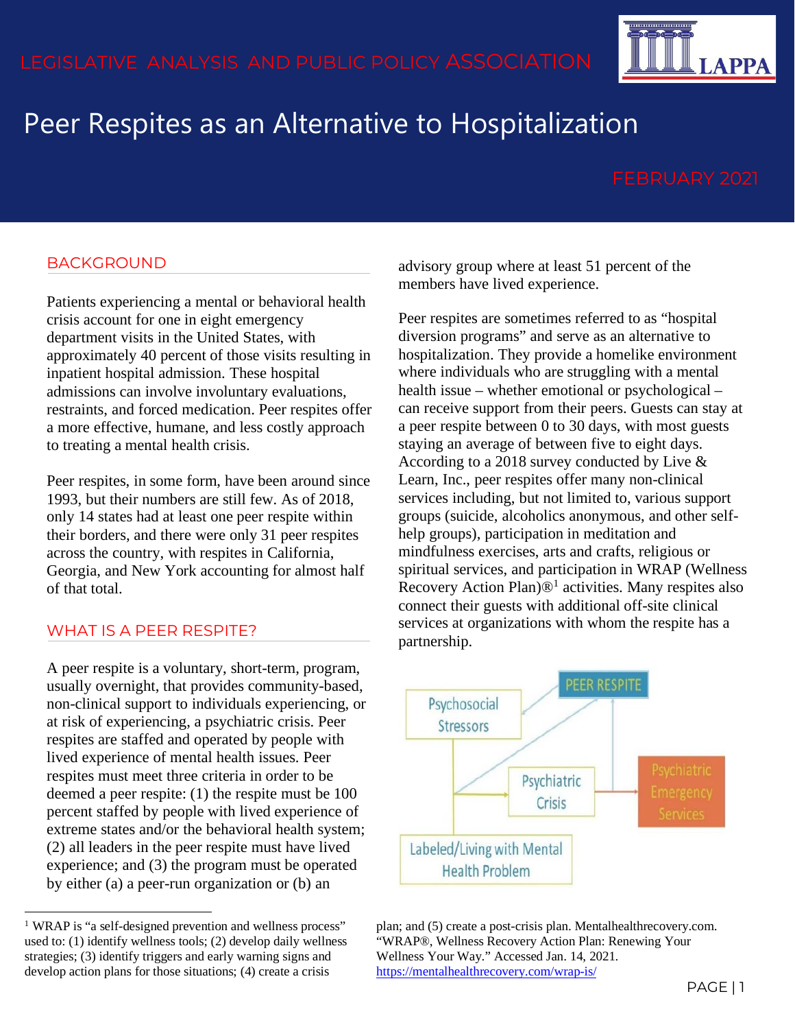LEGISLATIVE ANALYSIS AND PUBLIC POLICY ASSOCIATION

# Peer Respites as an Alternative to Hospitalization

FEBRUARY 2021

## BACKGROUND

Patients experiencing a mental or behavioral health crisis account for one in eight emergency department visits in the United States, with approximately 40 percent of those visits resulting in inpatient hospital admission. These hospital admissions can involve involuntary evaluations, restraints, and forced medication. Peer respites offer a more effective, humane, and less costly approach to treating a mental health crisis.

Peer respites, in some form, have been around since 1993, but their numbers are still few. As of 2018, only 14 states had at least one peer respite within their borders, and there were only 31 peer respites across the country, with respites in California, Georgia, and New York accounting for almost half of that total.

## WHAT IS A PEER RESPITE?

A peer respite is a voluntary, short-term, program, usually overnight, that provides community-based, non-clinical support to individuals experiencing, or at risk of experiencing, a psychiatric crisis. Peer respites are staffed and operated by people with lived experience of mental health issues. Peer respites must meet three criteria in order to be deemed a peer respite: (1) the respite must be 100 percent staffed by people with lived experience of extreme states and/or the behavioral health system; (2) all leaders in the peer respite must have lived experience; and (3) the program must be operated by either (a) a peer-run organization or (b) an advisory group where at least 51 percent of the members have lived experience.

Peer respites are sometimes referred to as "hospital diversion programs" and serve as an alternative to hospitalization. They provide a homelike environment where individuals who are struggling with a mental health issue – whether emotional or psychological – can receive support from their peers. Guests can stay at a peer respite between 0 to 30 days, with most guests staying an average of between five to eight days. According to a 2018 survey conducted by Live & Learn, Inc., peer respites offer many non-clinical services including, but not limited to, various support groups (suicide, alcoholics anonymous, and other self-help groups), participation in meditation and mindfulness exercises, arts and crafts, religious or spiritual services, and participation in WRAP (Wellness Recovery Action Plan)®[1] activities. Many respites also connect their guests with additional off-site clinical services at organizations with whom the respite has a partnership.

Psychosocial Stressors → PEER RESPITE

Labeled/Living with Mental Health Problem → Psychiatric Crisis → Psychiatric Emergency Services

---

[1] WRAP is "a self-designed prevention and wellness process" used to: (1) identify wellness tools; (2) develop daily wellness strategies; (3) identify triggers and early warning signs and develop action plans for those situations; (4) create a crisis plan; and (5) create a post-crisis plan. Mentalhealthrecovery.com. "WRAP®, Wellness Recovery Action Plan: Renewing Your Wellness Your Way." Accessed Jan. 14, 2021. https://mentalhealthrecovery.com/wrap-is/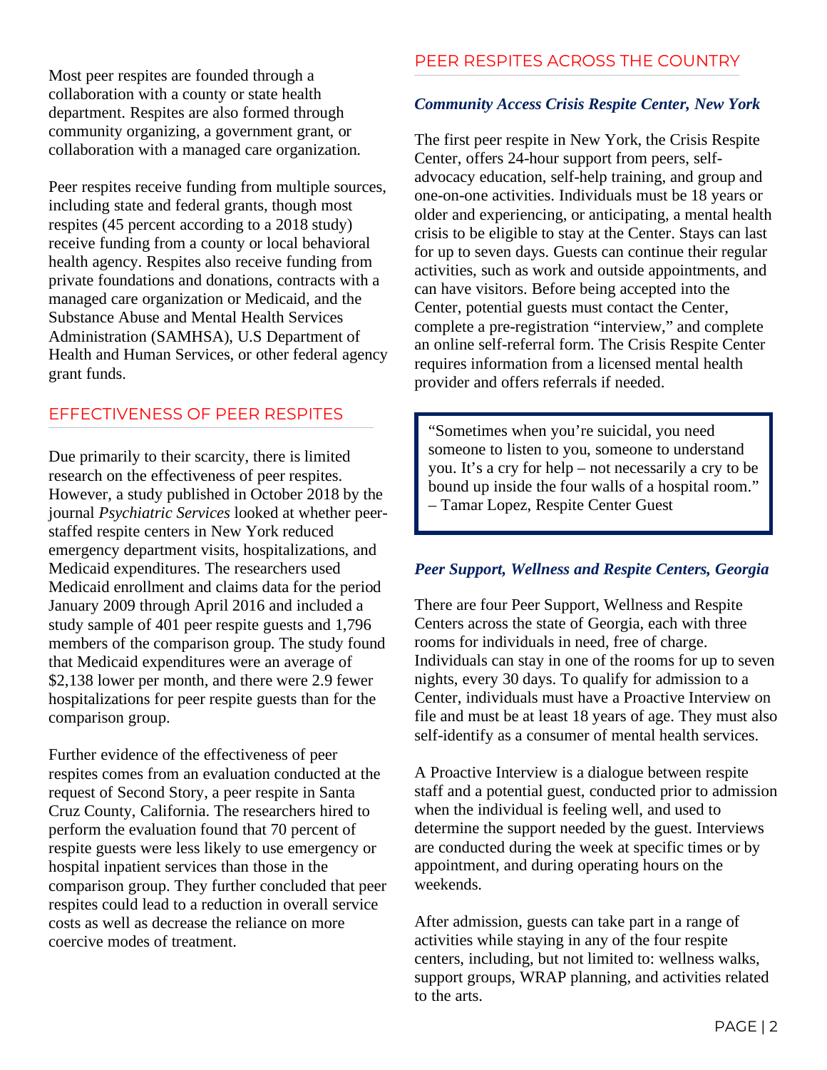Most peer respites are founded through a collaboration with a county or state health department. Respites are also formed through community organizing, a government grant, or collaboration with a managed care organization.

Peer respites receive funding from multiple sources, including state and federal grants, though most respites (45 percent according to a 2018 study) receive funding from a county or local behavioral health agency. Respites also receive funding from private foundations and donations, contracts with a managed care organization or Medicaid, and the Substance Abuse and Mental Health Services Administration (SAMHSA), U.S Department of Health and Human Services, or other federal agency grant funds.

## EFFECTIVENESS OF PEER RESPITES

Due primarily to their scarcity, there is limited research on the effectiveness of peer respites. However, a study published in October 2018 by the journal *Psychiatric Services* looked at whether peer-staffed respite centers in New York reduced emergency department visits, hospitalizations, and Medicaid expenditures. The researchers used Medicaid enrollment and claims data for the period January 2009 through April 2016 and included a study sample of 401 peer respite guests and 1,796 members of the comparison group. The study found that Medicaid expenditures were an average of $2,138 lower per month, and there were 2.9 fewer hospitalizations for peer respite guests than for the comparison group.

Further evidence of the effectiveness of peer respites comes from an evaluation conducted at the request of Second Story, a peer respite in Santa Cruz County, California. The researchers hired to perform the evaluation found that 70 percent of respite guests were less likely to use emergency or hospital inpatient services than those in the comparison group. They further concluded that peer respites could lead to a reduction in overall service costs as well as decrease the reliance on more coercive modes of treatment.

## PEER RESPITES ACROSS THE COUNTRY

### *Community Access Crisis Respite Center, New York*

The first peer respite in New York, the Crisis Respite Center, offers 24-hour support from peers, self-advocacy education, self-help training, and group and one-on-one activities. Individuals must be 18 years or older and experiencing, or anticipating, a mental health crisis to be eligible to stay at the Center. Stays can last for up to seven days. Guests can continue their regular activities, such as work and outside appointments, and can have visitors. Before being accepted into the Center, potential guests must contact the Center, complete a pre-registration "interview," and complete an online self-referral form. The Crisis Respite Center requires information from a licensed mental health provider and offers referrals if needed.

> "Sometimes when you're suicidal, you need someone to listen to you, someone to understand you. It's a cry for help – not necessarily a cry to be bound up inside the four walls of a hospital room." – Tamar Lopez, Respite Center Guest

### *Peer Support, Wellness and Respite Centers, Georgia*

There are four Peer Support, Wellness and Respite Centers across the state of Georgia, each with three rooms for individuals in need, free of charge. Individuals can stay in one of the rooms for up to seven nights, every 30 days. To qualify for admission to a Center, individuals must have a Proactive Interview on file and must be at least 18 years of age. They must also self-identify as a consumer of mental health services.

A Proactive Interview is a dialogue between respite staff and a potential guest, conducted prior to admission when the individual is feeling well, and used to determine the support needed by the guest. Interviews are conducted during the week at specific times or by appointment, and during operating hours on the weekends.

After admission, guests can take part in a range of activities while staying in any of the four respite centers, including, but not limited to: wellness walks, support groups, WRAP planning, and activities related to the arts.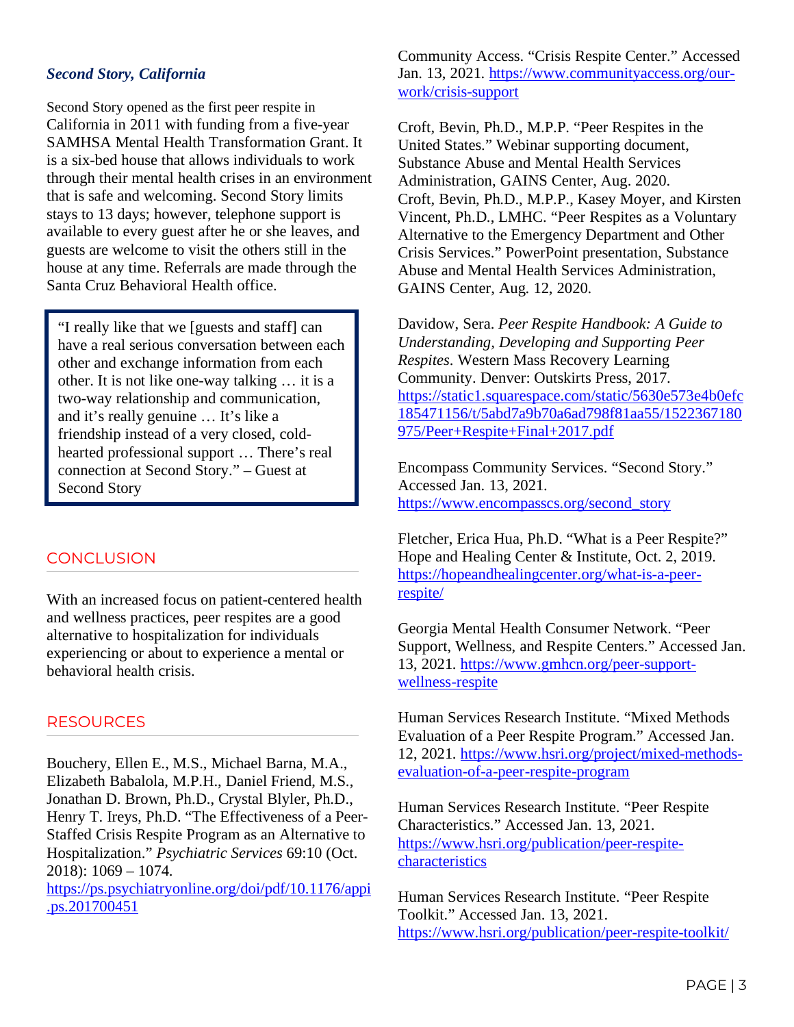### *Second Story, California*

Second Story opened as the first peer respite in California in 2011 with funding from a five-year SAMHSA Mental Health Transformation Grant. It is a six-bed house that allows individuals to work through their mental health crises in an environment that is safe and welcoming. Second Story limits stays to 13 days; however, telephone support is available to every guest after he or she leaves, and guests are welcome to visit the others still in the house at any time. Referrals are made through the Santa Cruz Behavioral Health office.

> "I really like that we [guests and staff] can have a real serious conversation between each other and exchange information from each other. It is not like one-way talking … it is a two-way relationship and communication, and it's really genuine … It's like a friendship instead of a very closed, cold-hearted professional support … There's real connection at Second Story." – Guest at Second Story

## CONCLUSION

With an increased focus on patient-centered health and wellness practices, peer respites are a good alternative to hospitalization for individuals experiencing or about to experience a mental or behavioral health crisis.

## RESOURCES

Bouchery, Ellen E., M.S., Michael Barna, M.A., Elizabeth Babalola, M.P.H., Daniel Friend, M.S., Jonathan D. Brown, Ph.D., Crystal Blyler, Ph.D., Henry T. Ireys, Ph.D. "The Effectiveness of a Peer-Staffed Crisis Respite Program as an Alternative to Hospitalization." *Psychiatric Services* 69:10 (Oct. 2018): 1069 – 1074. https://ps.psychiatryonline.org/doi/pdf/10.1176/appi.ps.201700451

Community Access. "Crisis Respite Center." Accessed Jan. 13, 2021. https://www.communityaccess.org/our-work/crisis-support

Croft, Bevin, Ph.D., M.P.P. "Peer Respites in the United States." Webinar supporting document, Substance Abuse and Mental Health Services Administration, GAINS Center, Aug. 2020.

Croft, Bevin, Ph.D., M.P.P., Kasey Moyer, and Kirsten Vincent, Ph.D., LMHC. "Peer Respites as a Voluntary Alternative to the Emergency Department and Other Crisis Services." PowerPoint presentation, Substance Abuse and Mental Health Services Administration, GAINS Center, Aug. 12, 2020.

Davidow, Sera. *Peer Respite Handbook: A Guide to Understanding, Developing and Supporting Peer Respites*. Western Mass Recovery Learning Community. Denver: Outskirts Press, 2017. https://static1.squarespace.com/static/5630e573e4b0efc185471156/t/5abd7a9b70a6ad798f81aa55/1522367180975/Peer+Respite+Final+2017.pdf

Encompass Community Services. "Second Story." Accessed Jan. 13, 2021. https://www.encompasscs.org/second_story

Fletcher, Erica Hua, Ph.D. "What is a Peer Respite?" Hope and Healing Center & Institute, Oct. 2, 2019. https://hopeandhealingcenter.org/what-is-a-peer-respite/

Georgia Mental Health Consumer Network. "Peer Support, Wellness, and Respite Centers." Accessed Jan. 13, 2021. https://www.gmhcn.org/peer-support-wellness-respite

Human Services Research Institute. "Mixed Methods Evaluation of a Peer Respite Program." Accessed Jan. 12, 2021. https://www.hsri.org/project/mixed-methods-evaluation-of-a-peer-respite-program

Human Services Research Institute. "Peer Respite Characteristics." Accessed Jan. 13, 2021. https://www.hsri.org/publication/peer-respite-characteristics

Human Services Research Institute. "Peer Respite Toolkit." Accessed Jan. 13, 2021. https://www.hsri.org/publication/peer-respite-toolkit/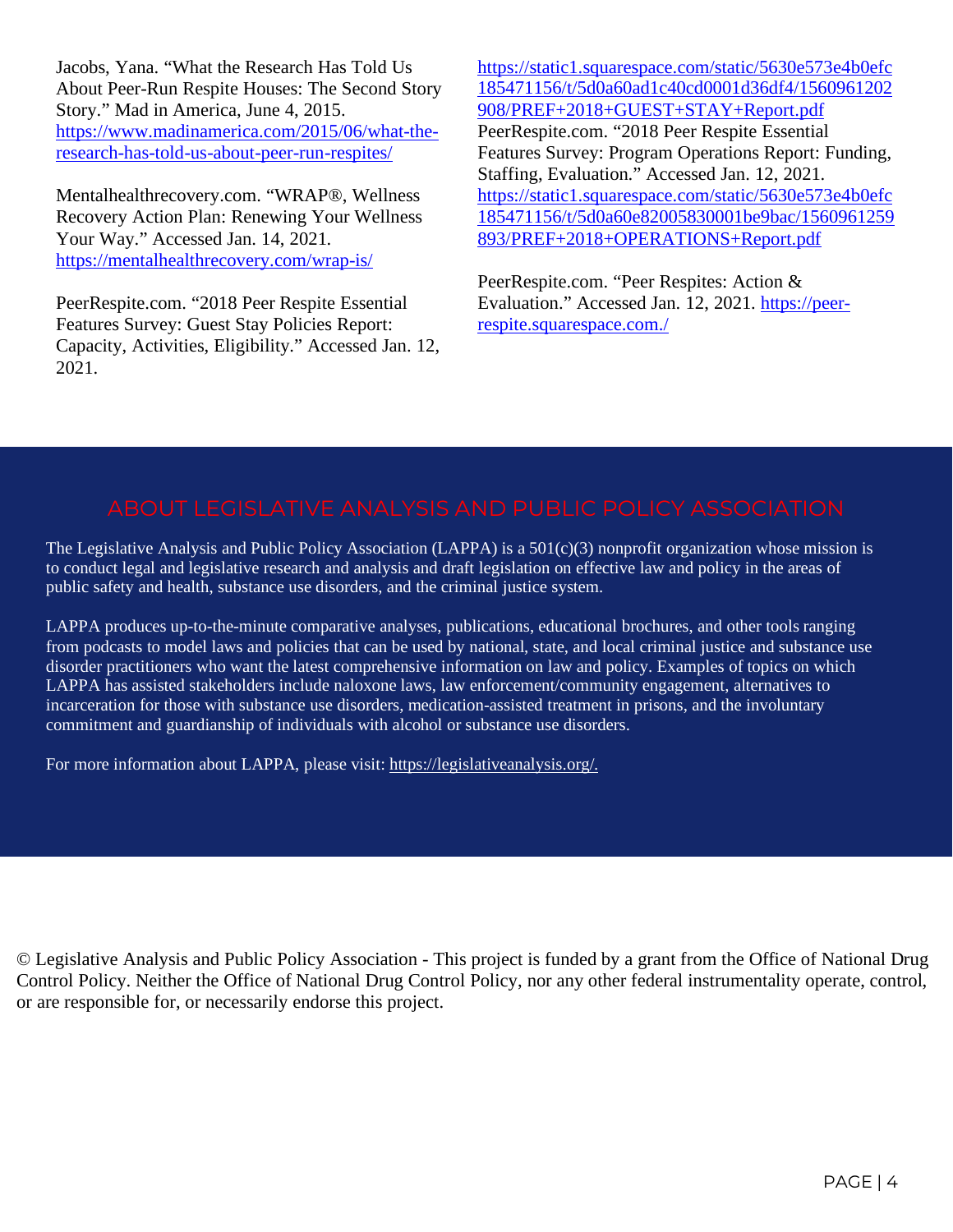Jacobs, Yana. "What the Research Has Told Us About Peer-Run Respite Houses: The Second Story Story." Mad in America, June 4, 2015. https://www.madinamerica.com/2015/06/what-the-research-has-told-us-about-peer-run-respites/

Mentalhealthrecovery.com. "WRAP®, Wellness Recovery Action Plan: Renewing Your Wellness Your Way." Accessed Jan. 14, 2021. https://mentalhealthrecovery.com/wrap-is/

PeerRespite.com. "2018 Peer Respite Essential Features Survey: Guest Stay Policies Report: Capacity, Activities, Eligibility." Accessed Jan. 12, 2021. https://static1.squarespace.com/static/5630e573e4b0efc185471156/t/5d0a60ad1c40cd0001d36df4/1560961202908/PREF+2018+GUEST+STAY+Report.pdf

PeerRespite.com. "2018 Peer Respite Essential Features Survey: Program Operations Report: Funding, Staffing, Evaluation." Accessed Jan. 12, 2021. https://static1.squarespace.com/static/5630e573e4b0efc185471156/t/5d0a60e82005830001be9bac/1560961259893/PREF+2018+OPERATIONS+Report.pdf

PeerRespite.com. "Peer Respites: Action & Evaluation." Accessed Jan. 12, 2021. https://peer-respite.squarespace.com./

## ABOUT LEGISLATIVE ANALYSIS AND PUBLIC POLICY ASSOCIATION

The Legislative Analysis and Public Policy Association (LAPPA) is a 501(c)(3) nonprofit organization whose mission is to conduct legal and legislative research and analysis and draft legislation on effective law and policy in the areas of public safety and health, substance use disorders, and the criminal justice system.

LAPPA produces up-to-the-minute comparative analyses, publications, educational brochures, and other tools ranging from podcasts to model laws and policies that can be used by national, state, and local criminal justice and substance use disorder practitioners who want the latest comprehensive information on law and policy. Examples of topics on which LAPPA has assisted stakeholders include naloxone laws, law enforcement/community engagement, alternatives to incarceration for those with substance use disorders, medication-assisted treatment in prisons, and the involuntary commitment and guardianship of individuals with alcohol or substance use disorders.

For more information about LAPPA, please visit: https://legislativeanalysis.org/.

© Legislative Analysis and Public Policy Association - This project is funded by a grant from the Office of National Drug Control Policy. Neither the Office of National Drug Control Policy, nor any other federal instrumentality operate, control, or are responsible for, or necessarily endorse this project.